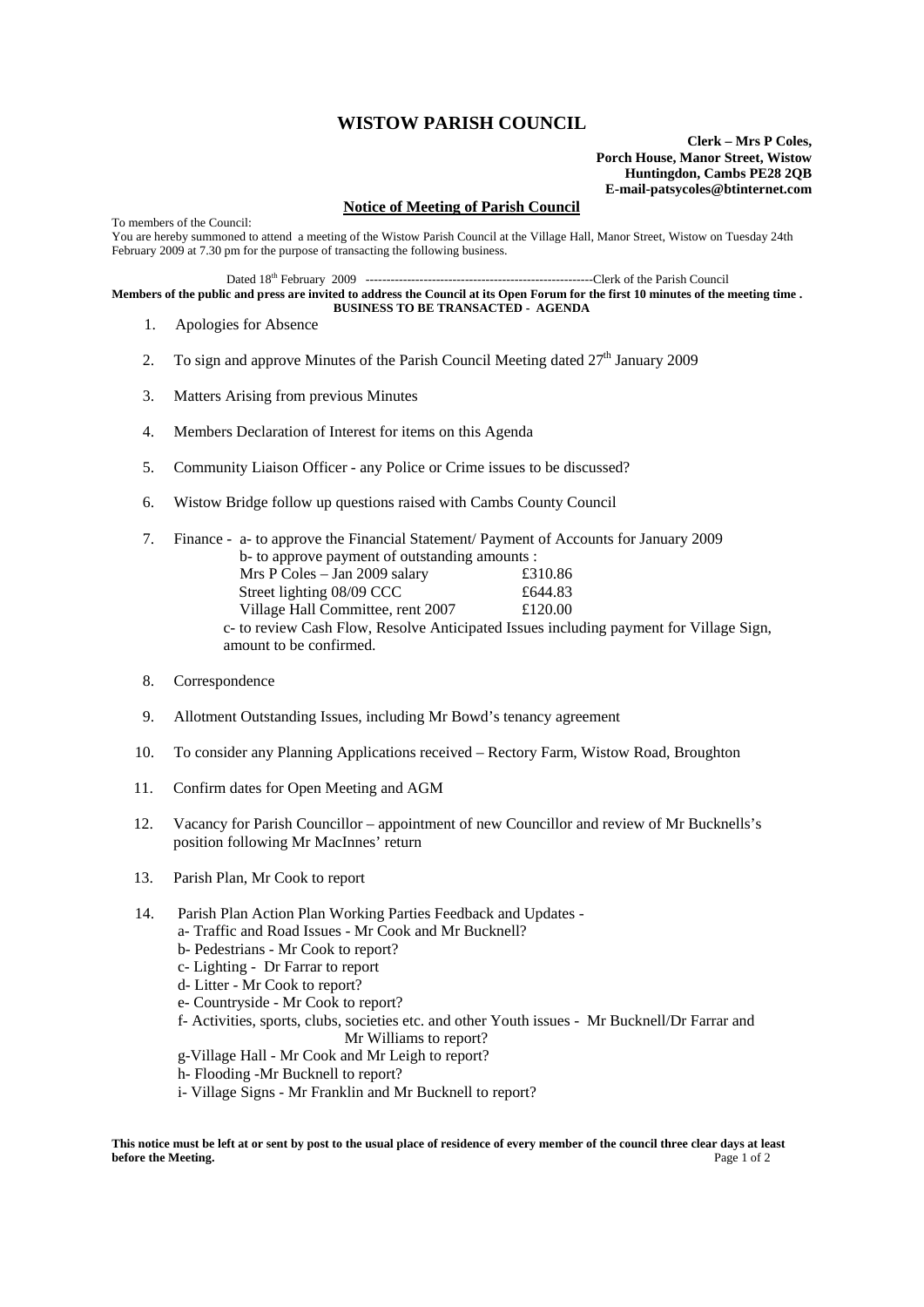# WISTOW PARISH COUNCIL

**Clerk – Mrs P Coles,**
**Porch House, Manor Street, Wistow**
**Huntingdon, Cambs PE28 2QB**
**E-mail-patsycoles@btinternet.com**

## Notice of Meeting of Parish Council

To members of the Council:
You are hereby summoned to attend a meeting of the Wistow Parish Council at the Village Hall, Manor Street, Wistow on Tuesday 24th February 2009 at 7.30 pm for the purpose of transacting the following business.

Dated 18th February 2009 --------------------------------------------------------Clerk of the Parish Council

**Members of the public and press are invited to address the Council at its Open Forum for the first 10 minutes of the meeting time .**

**BUSINESS TO BE TRANSACTED - AGENDA**

1. Apologies for Absence
2. To sign and approve Minutes of the Parish Council Meeting dated 27th January 2009
3. Matters Arising from previous Minutes
4. Members Declaration of Interest for items on this Agenda
5. Community Liaison Officer - any Police or Crime issues to be discussed?
6. Wistow Bridge follow up questions raised with Cambs County Council
7. Finance - a- to approve the Financial Statement/ Payment of Accounts for January 2009
   b- to approve payment of outstanding amounts :
   Mrs P Coles – Jan 2009 salary £310.86
   Street lighting 08/09 CCC £644.83
   Village Hall Committee, rent 2007 £120.00
   c- to review Cash Flow, Resolve Anticipated Issues including payment for Village Sign, amount to be confirmed.
8. Correspondence
9. Allotment Outstanding Issues, including Mr Bowd's tenancy agreement
10. To consider any Planning Applications received – Rectory Farm, Wistow Road, Broughton
11. Confirm dates for Open Meeting and AGM
12. Vacancy for Parish Councillor – appointment of new Councillor and review of Mr Bucknells's position following Mr MacInnes' return
13. Parish Plan, Mr Cook to report
14. Parish Plan Action Plan Working Parties Feedback and Updates -
    a- Traffic and Road Issues - Mr Cook and Mr Bucknell?
    b- Pedestrians - Mr Cook to report?
    c- Lighting - Dr Farrar to report
    d- Litter - Mr Cook to report?
    e- Countryside - Mr Cook to report?
    f- Activities, sports, clubs, societies etc. and other Youth issues - Mr Bucknell/Dr Farrar and Mr Williams to report?
    g-Village Hall - Mr Cook and Mr Leigh to report?
    h- Flooding -Mr Bucknell to report?
    i- Village Signs - Mr Franklin and Mr Bucknell to report?

**This notice must be left at or sent by post to the usual place of residence of every member of the council three clear days at least before the Meeting.**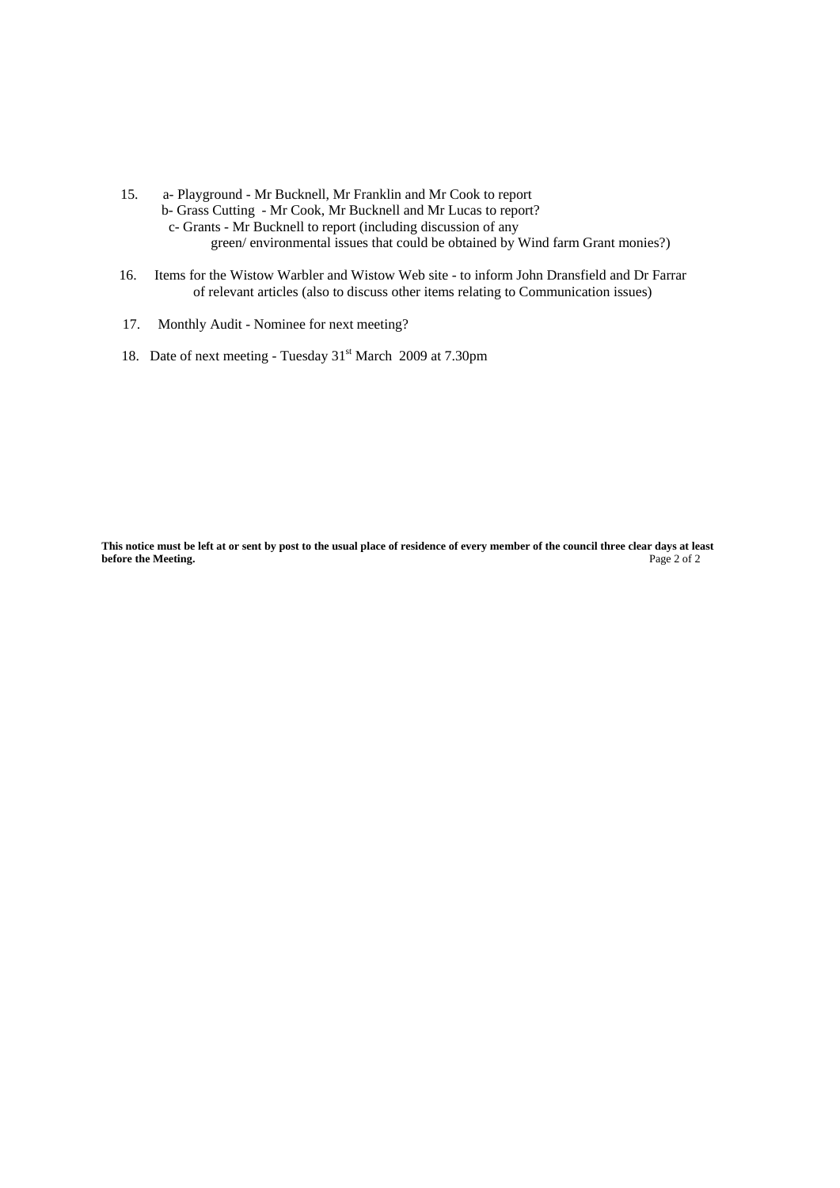15. a- Playground - Mr Bucknell, Mr Franklin and Mr Cook to report
    b- Grass Cutting - Mr Cook, Mr Bucknell and Mr Lucas to report?
    c- Grants - Mr Bucknell to report (including discussion of any green/ environmental issues that could be obtained by Wind farm Grant monies?)

16. Items for the Wistow Warbler and Wistow Web site - to inform John Dransfield and Dr Farrar of relevant articles (also to discuss other items relating to Communication issues)

17. Monthly Audit - Nominee for next meeting?

18. Date of next meeting - Tuesday 31st March 2009 at 7.30pm

**This notice must be left at or sent by post to the usual place of residence of every member of the council three clear days at least before the Meeting.**